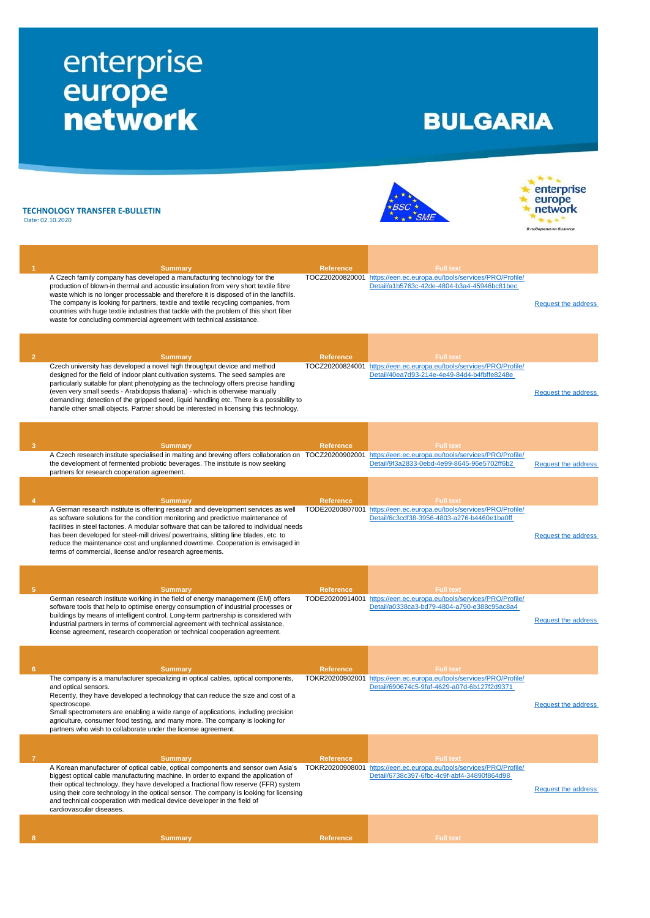# enterprise europe network

# BULGARIA

**TECHNOLOGY TRANSFER E-BULLETIN**

Date: 02.10.2020

| # | Summary | Reference | Full text | |
|---|---|---|---|---|
| 1 | A Czech family company has developed a manufacturing technology for the production of blown-in thermal and acoustic insulation from very short textile fibre waste which is no longer processable and therefore it is disposed of in the landfills. The company is looking for partners, textile and textile recycling companies, from countries with huge textile industries that tackle with the problem of this short fiber waste for concluding commercial agreement with technical assistance. | TOCZ20200820001 | https://een.ec.europa.eu/tools/services/PRO/Profile/Detail/a1b5763c-42de-4804-b3a4-45946bc81bec | Request the address |
| 2 | Czech university has developed a novel high throughput device and method designed for the field of indoor plant cultivation systems. The seed samples are particularly suitable for plant phenotyping as the technology offers precise handling (even very small seeds - Arabidopsis thaliana) - which is otherwise manually demanding; detection of the gripped seed, liquid handling etc. There is a possibility to handle other small objects. Partner should be interested in licensing this technology. | TOCZ20200824001 | https://een.ec.europa.eu/tools/services/PRO/Profile/Detail/40ea7d93-214e-4e49-84d4-b4fbffe8248e | Request the address |
| 3 | A Czech research institute specialised in malting and brewing offers collaboration on the development of fermented probiotic beverages. The institute is now seeking partners for research cooperation agreement. | TOCZ20200902001 | https://een.ec.europa.eu/tools/services/PRO/Profile/Detail/9f3a2833-0ebd-4e99-8645-96e5702ff6b2 | Request the address |
| 4 | A German research institute is offering research and development services as well as software solutions for the condition monitoring and predictive maintenance of facilities in steel factories. A modular software that can be tailored to individual needs has been developed for steel-mill drives/ powertrains, slitting line blades, etc. to reduce the maintenance cost and unplanned downtime. Cooperation is envisaged in terms of commercial, license and/or research agreements. | TODE20200807001 | https://een.ec.europa.eu/tools/services/PRO/Profile/Detail/6c3cdf38-3956-4803-a276-b4460e1ba0ff | Request the address |
| 5 | German research institute working in the field of energy management (EM) offers software tools that help to optimise energy consumption of industrial processes or buildings by means of intelligent control. Long-term partnership is considered with industrial partners in terms of commercial agreement with technical assistance, license agreement, research cooperation or technical cooperation agreement. | TODE20200914001 | https://een.ec.europa.eu/tools/services/PRO/Profile/Detail/a0338ca3-bd79-4804-a790-e388c95ac8a4 | Request the address |
| 6 | The company is a manufacturer specializing in optical cables, optical components, and optical sensors. Recently, they have developed a technology that can reduce the size and cost of a spectroscope. Small spectrometers are enabling a wide range of applications, including precision agriculture, consumer food testing, and many more. The company is looking for partners who wish to collaborate under the license agreement. | TOKR20200902001 | https://een.ec.europa.eu/tools/services/PRO/Profile/Detail/690674c5-9faf-4629-a07d-6b127f2d9371 | Request the address |
| 7 | A Korean manufacturer of optical cable, optical components and sensor own Asia's biggest optical cable manufacturing machine. In order to expand the application of their optical technology, they have developed a fractional flow reserve (FFR) system using their core technology in the optical sensor. The company is looking for licensing and technical cooperation with medical device developer in the field of cardiovascular diseases. | TOKR20200908001 | https://een.ec.europa.eu/tools/services/PRO/Profile/Detail/6738c397-6fbc-4c9f-abf4-34890f864d98 | Request the address |
| 8 | Summary | Reference | Full text | |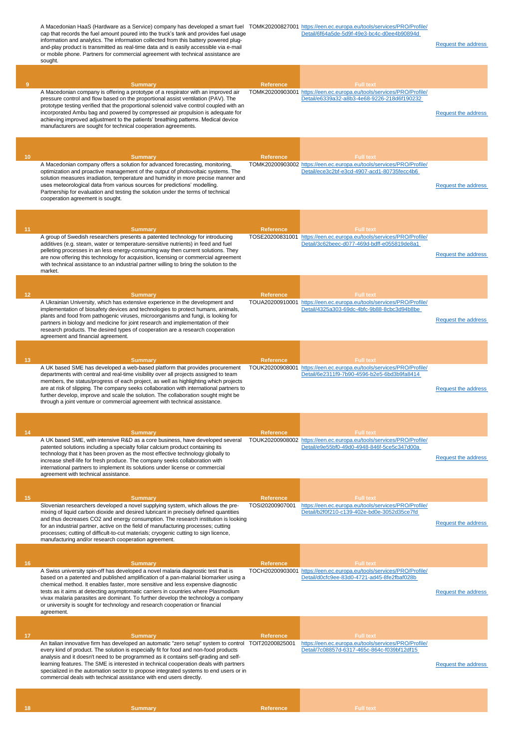| | A Macedonian HaaS (Hardware as a Service) company has developed a smart fuel cap that records the fuel amount poured into the truck's tank and provides fuel usage information and analytics. The information collected from this battery powered plug-and-play product is transmitted as real-time data and is easily accessible via e-mail or mobile phone. Partners for commercial agreement with technical assistance are sought. | TOMK20200827001 | https://een.ec.europa.eu/tools/services/PRO/Profile/Detail/6f64a5de-5d9f-49e3-bc4c-d0ee4b90894d | Request the address |
|---|---|---|---|---|
| **9** | **Summary** | **Reference** | **Full text** | |
| | A Macedonian company is offering a prototype of a respirator with an improved air pressure control and flow based on the proportional assist ventilation (PAV). The prototype testing verified that the proportional solenoid valve control coupled with an incorporated Ambu bag and powered by compressed air propulsion is adequate for achieving improved adjustment to the patients' breathing patterns. Medical device manufacturers are sought for technical cooperation agreements. | TOMK20200903001 | https://een.ec.europa.eu/tools/services/PRO/Profile/Detail/e6339a32-a8b3-4e68-9226-218d6f190232 | Request the address |
| **10** | **Summary** | **Reference** | **Full text** | |
| | A Macedonian company offers a solution for advanced forecasting, monitoring, optimization and proactive management of the output of photovoltaic systems. The solution measures irradiation, temperature and humidity in more precise manner and uses meteorological data from various sources for predictions' modelling. Partnership for evaluation and testing the solution under the terms of technical cooperation agreement is sought. | TOMK20200903002 | https://een.ec.europa.eu/tools/services/PRO/Profile/Detail/ece3c2bf-e3cd-4907-acd1-80735fecc4b6 | Request the address |
| **11** | **Summary** | **Reference** | **Full text** | |
| | A group of Swedish researchers presents a patented technology for introducing additives (e.g. steam, water or temperature-sensitive nutrients) in feed and fuel pelleting processes in an less energy-consuming way then current solutions. They are now offering this technology for acquisition, licensing or commercial agreement with technical assistance to an industrial partner willing to bring the solution to the market. | TOSE20200831001 | https://een.ec.europa.eu/tools/services/PRO/Profile/Detail/3c62beec-d077-469d-bdff-e055819de8a1 | Request the address |
| **12** | **Summary** | **Reference** | **Full text** | |
| | A Ukrainian University, which has extensive experience in the development and implementation of biosafety devices and technologies to protect humans, animals, plants and food from pathogenic viruses, microorganisms and fungi, is looking for partners in biology and medicine for joint research and implementation of their research products. The desired types of cooperation are a research cooperation agreement and financial agreement. | TOUA20200910001 | https://een.ec.europa.eu/tools/services/PRO/Profile/Detail/4325a303-69dc-4bfc-9b88-8cbc3d94b8be | Request the address |
| **13** | **Summary** | **Reference** | **Full text** | |
| | A UK based SME has developed a web-based platform that provides procurement departments with central and real-time visibility over all projects assigned to team members, the status/progress of each project, as well as highlighting which projects are at risk of slipping. The company seeks collaboration with international partners to further develop, improve and scale the solution. The collaboration sought might be through a joint venture or commercial agreement with technical assistance. | TOUK20200908001 | https://een.ec.europa.eu/tools/services/PRO/Profile/Detail/6e2311f9-7b90-4596-b2e5-6bd3b9fa8414 | Request the address |
| **14** | **Summary** | **Reference** | **Full text** | |
| | A UK based SME, with intensive R&D as a core business, have developed several patented solutions including a specialty foliar calcium product containing its technology that it has been proven as the most effective technology globally to increase shelf-life for fresh produce. The company seeks collaboration with international partners to implement its solutions under license or commercial agreement with technical assistance. | TOUK20200908002 | https://een.ec.europa.eu/tools/services/PRO/Profile/Detail/e9e55bf0-49d0-4948-846f-5ce5c347d00a | Request the address |
| **15** | **Summary** | **Reference** | **Full text** | |
| | Slovenian researchers developed a novel supplying system, which allows the pre-mixing of liquid carbon dioxide and desired lubricant in precisely defined quantities and thus decreases CO2 and energy consumption. The research institution is looking for an industrial partner, active on the field of manufacturing processes; cutting processes; cutting of difficult-to-cut materials; cryogenic cutting to sign licence, manufacturing and/or research cooperation agreement. | TOSI20200907001 | https://een.ec.europa.eu/tools/services/PRO/Profile/Detail/b2f0f210-c139-402e-bd0e-3052d35ce7fd | Request the address |
| **16** | **Summary** | **Reference** | **Full text** | |
| | A Swiss university spin-off has developed a novel malaria diagnostic test that is based on a patented and published amplification of a pan-malarial biomarker using a chemical method. It enables faster, more sensitive and less expensive diagnostic tests as it aims at detecting asymptomatic carriers in countries where Plasmodium vivax malaria parasites are dominant. To further develop the technology a company or university is sought for technology and research cooperation or financial agreement. | TOCH20200903001 | https://een.ec.europa.eu/tools/services/PRO/Profile/Detail/d0cfc9ee-83d0-4721-ad45-8fe2fbaf028b | Request the address |
| **17** | **Summary** | **Reference** | **Full text** | |
| | An Italian innovative firm has developed an automatic "zero setup" system to control every kind of product. The solution is especially fit for food and non-food products analysis and it doesn't need to be programmed as it contains self-grading and self-learning features. The SME is interested in technical cooperation deals with partners specialized in the automation sector to propose integrated systems to end users or in commercial deals with technical assistance with end users directly. | TOIT20200825001 | https://een.ec.europa.eu/tools/services/PRO/Profile/Detail/7c08857d-6317-465c-864c-f039bf12df15 | Request the address |
| **18** | **Summary** | **Reference** | **Full text** | |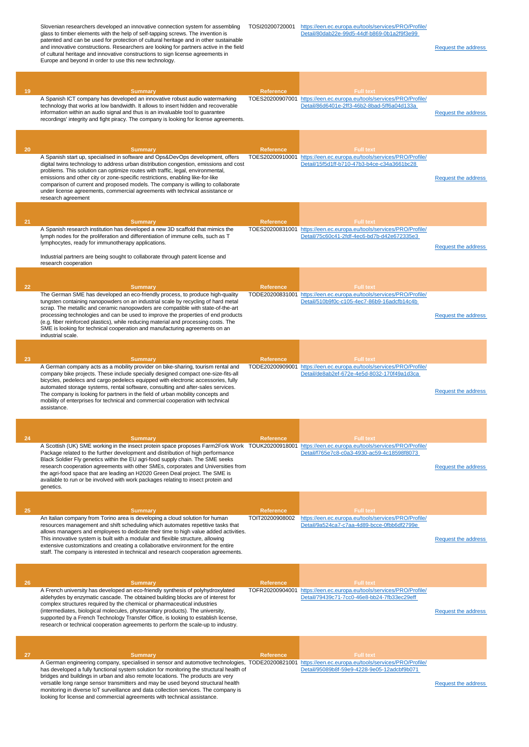| | Summary | Reference | Full text | |
|---|---|---|---|---|
| | Slovenian researchers developed an innovative connection system for assembling glass to timber elements with the help of self-tapping screws. The invention is patented and can be used for protection of cultural heritage and in other sustainable and innovative constructions. Researchers are looking for partners active in the field of cultural heritage and innovative constructions to sign license agreements in Europe and beyond in order to use this new technology. | TOSI20200720001 | https://een.ec.europa.eu/tools/services/PRO/Profile/Detail/80dab22e-99d5-44df-b869-0b1a2f9f3e99 | Request the address |

| 19 | Summary | Reference | Full text | |
|---|---|---|---|---|
| | A Spanish ICT company has developed an innovative robust audio watermarking technology that works at low bandwidth. It allows to insert hidden and recoverable information within an audio signal and thus is an invaluable tool to guarantee recordings' integrity and fight piracy. The company is looking for license agreements. | TOES20200907001 | https://een.ec.europa.eu/tools/services/PRO/Profile/Detail/86d6401e-2ff3-46b2-8bad-5ff6a04d133a | Request the address |

| 20 | Summary | Reference | Full text | |
|---|---|---|---|---|
| | A Spanish start up, specialised in software and Ops&DevOps development, offers digital twins technology to address urban distribution congestion, emissions and cost problems. This solution can optimize routes with traffic, legal, environmental, emissions and other city or zone-specific restrictions, enabling like-for-like comparison of current and proposed models. The company is willing to collaborate under license agreements, commercial agreements with technical assistance or research agreement | TOES20200910001 | https://een.ec.europa.eu/tools/services/PRO/Profile/Detail/15f5d1ff-b710-47b3-b4ce-c34a3661bc28 | Request the address |

| 21 | Summary | Reference | Full text | |
|---|---|---|---|---|
| | A Spanish research institution has developed a new 3D scaffold that mimics the lymph nodes for the proliferation and differentiation of immune cells, such as T lymphocytes, ready for immunotherapy applications. Industrial partners are being sought to collaborate through patent license and research cooperation | TOES20200831001 | https://een.ec.europa.eu/tools/services/PRO/Profile/Detail/75c60c41-2fdf-4ec6-bd7b-d42e672335e3 | Request the address |

| 22 | Summary | Reference | Full text | |
|---|---|---|---|---|
| | The German SME has developed an eco-friendly process, to produce high-quality tungsten containing nanopowders on an industrial scale by recycling of hard metal scrap. The metallic and ceramic nanopowders are compatible with state-of-the-art processing technologies and can be used to improve the properties of end products (e.g. fiber reinforced plastics), while reducing material and processing costs. The SME is looking for technical cooperation and manufacturing agreements on an industrial scale. | TODE20200831001 | https://een.ec.europa.eu/tools/services/PRO/Profile/Detail/510b9f0c-c105-4ec7-86b9-16adcfb14c4b | Request the address |

| 23 | Summary | Reference | Full text | |
|---|---|---|---|---|
| | A German company acts as a mobility provider on bike-sharing, tourism rental and company bike projects. These include specially designed compact one-size-fits-all bicycles, pedelecs and cargo pedelecs equipped with electronic accessories, fully automated storage systems, rental software, consulting and after-sales services. The company is looking for partners in the field of urban mobility concepts and mobility of enterprises for technical and commercial cooperation with technical assistance. | TODE20200909001 | https://een.ec.europa.eu/tools/services/PRO/Profile/Detail/de8ab2ef-672e-4e5d-8032-170f49a1d3ca | Request the address |

| 24 | Summary | Reference | Full text | |
|---|---|---|---|---|
| | A Scottish (UK) SME working in the insect protein space proposes Farm2Fork Work Package related to the further development and distribution of high performance Black Soldier Fly genetics within the EU agri-food supply chain. The SME seeks research cooperation agreements with other SMEs, corporates and Universities from the agri-food space that are leading an H2020 Green Deal project. The SME is available to run or be involved with work packages relating to insect protein and genetics. | TOUK20200918001 | https://een.ec.europa.eu/tools/services/PRO/Profile/Detail/f765e7c8-c0a3-4930-ac59-4c18598f8073 | Request the address |

| 25 | Summary | Reference | Full text | |
|---|---|---|---|---|
| | An Italian company from Torino area is developing a cloud solution for human resources management and shift scheduling which automates repetitive tasks that allows managers and employees to dedicate their time to high value added activities. This innovative system is built with a modular and flexible structure, allowing extensive customizations and creating a collaborative environment for the entire staff. The company is interested in technical and research cooperation agreements. | TOIT20200908002 | https://een.ec.europa.eu/tools/services/PRO/Profile/Detail/9a524ca7-c7aa-4d89-bcce-0fbb6df2799e | Request the address |

| 26 | Summary | Reference | Full text | |
|---|---|---|---|---|
| | A French university has developed an eco-friendly synthesis of polyhydroxylated aldehydes by enzymatic cascade. The obtained building blocks are of interest for complex structures required by the chemical or pharmaceutical industries (intermediates, biological molecules, phytosanitary products). The university, supported by a French Technology Transfer Office, is looking to establish license, research or technical cooperation agreements to perform the scale-up to industry. | TOFR20200904001 | https://een.ec.europa.eu/tools/services/PRO/Profile/Detail/79439c71-7cc0-46e8-bb24-7fb33ec29eff | Request the address |

| 27 | Summary | Reference | Full text | |
|---|---|---|---|---|
| | A German engineering company, specialised in sensor and automotive technologies, has developed a fully functional system solution for monitoring the structural health of bridges and buildings in urban and also remote locations. The products are very versatile long range sensor transmitters and may be used beyond structural health monitoring in diverse IoT surveillance and data collection services. The company is looking for license and commercial agreements with technical assistance. | TODE20200821001 | https://een.ec.europa.eu/tools/services/PRO/Profile/Detail/95089b8f-59e9-4228-9e05-12adcbf9b071 | Request the address |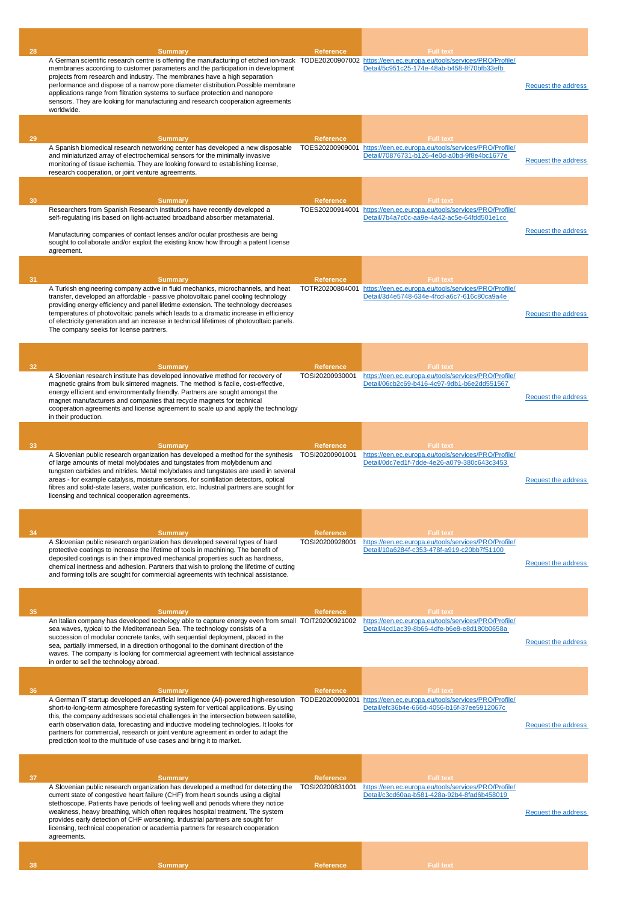| 28 | Summary | Reference | Full text | |
|---|---|---|---|---|
| | A German scientific research centre is offering the manufacturing of etched ion-track membranes according to customer parameters and the participation in development projects from research and industry. The membranes have a high separation performance and dispose of a narrow pore diameter distribution.Possible membrane applications range from flitration systems to surface protection and nanopore sensors. They are looking for manufacturing and research cooperation agreements worldwide. | TODE20200907002 | https://een.ec.europa.eu/tools/services/PRO/Profile/Detail/5c951c25-174e-48ab-b458-8f70bfb33efb | Request the address |

| 29 | Summary | Reference | Full text | |
|---|---|---|---|---|
| | A Spanish biomedical research networking center has developed a new disposable and miniaturized array of electrochemical sensors for the minimally invasive monitoring of tissue ischemia. They are looking forward to establishing license, research cooperation, or joint venture agreements. | TOES20200909001 | https://een.ec.europa.eu/tools/services/PRO/Profile/Detail/70876731-b126-4e0d-a0bd-9f8e4bc1677e | Request the address |

| 30 | Summary | Reference | Full text | |
|---|---|---|---|---|
| | Researchers from Spanish Research Institutions have recently developed a self-regulating iris based on light-actuated broadband absorber metamaterial.<br><br>Manufacturing companies of contact lenses and/or ocular prosthesis are being sought to collaborate and/or exploit the existing know how through a patent license agreement. | TOES20200914001 | https://een.ec.europa.eu/tools/services/PRO/Profile/Detail/7b4a7c0c-aa9e-4a42-ac5e-64fdd501e1cc | Request the address |

| 31 | Summary | Reference | Full text | |
|---|---|---|---|---|
| | A Turkish engineering company active in fluid mechanics, microchannels, and heat transfer, developed an affordable - passive photovoltaic panel cooling technology providing energy efficiency and panel lifetime extension. The technology decreases temperatures of photovoltaic panels which leads to a dramatic increase in efficiency of electricity generation and an increase in technical lifetimes of photovoltaic panels. The company seeks for license partners. | TOTR20200804001 | https://een.ec.europa.eu/tools/services/PRO/Profile/Detail/3d4e5748-634e-4fcd-a6c7-616c80ca9a4e | Request the address |

| 32 | Summary | Reference | Full text | |
|---|---|---|---|---|
| | A Slovenian research institute has developed innovative method for recovery of magnetic grains from bulk sintered magnets. The method is facile, cost-effective, energy efficient and environmentally friendly. Partners are sought amongst the magnet manufacturers and companies that recycle magnets for technical cooperation agreements and license agreement to scale up and apply the technology in their production. | TOSI20200930001 | https://een.ec.europa.eu/tools/services/PRO/Profile/Detail/06cb2c69-b416-4c97-9db1-b6e2dd551567 | Request the address |

| 33 | Summary | Reference | Full text | |
|---|---|---|---|---|
| | A Slovenian public research organization has developed a method for the synthesis of large amounts of metal molybdates and tungstates from molybdenum and tungsten carbides and nitrides. Metal molybdates and tungstates are used in several areas - for example catalysis, moisture sensors, for scintillation detectors, optical fibres and solid-state lasers, water purification, etc. Industrial partners are sought for licensing and technical cooperation agreements. | TOSI20200901001 | https://een.ec.europa.eu/tools/services/PRO/Profile/Detail/0dc7ed1f-7dde-4e26-a079-380c643c3453 | Request the address |

| 34 | Summary | Reference | Full text | |
|---|---|---|---|---|
| | A Slovenian public research organization has developed several types of hard protective coatings to increase the lifetime of tools in machining. The benefit of deposited coatings is in their improved mechanical properties such as hardness, chemical inertness and adhesion. Partners that wish to prolong the lifetime of cutting and forming tolls are sought for commercial agreements with technical assistance. | TOSI20200928001 | https://een.ec.europa.eu/tools/services/PRO/Profile/Detail/10a6284f-c353-478f-a919-c20bb7f51100 | Request the address |

| 35 | Summary | Reference | Full text | |
|---|---|---|---|---|
| | An Italian company has developed techology able to capture energy even from small sea waves, typical to the Mediterranean Sea. The technology consists of a succession of modular concrete tanks, with sequential deployment, placed in the sea, partially immersed, in a direction orthogonal to the dominant direction of the waves. The company is looking for commercial agreement with technical assistance in order to sell the technology abroad. | TOIT20200921002 | https://een.ec.europa.eu/tools/services/PRO/Profile/Detail/4cd1ac39-8b66-4dfe-b6e8-e8d180b0658a | Request the address |

| 36 | Summary | Reference | Full text | |
|---|---|---|---|---|
| | A German IT startup developed an Artificial Intelligence (AI)-powered high-resolution short-to-long-term atmosphere forecasting system for vertical applications. By using this, the company addresses societal challenges in the intersection between satellite, earth observation data, forecasting and inductive modeling technologies. It looks for partners for commercial, research or joint venture agreement in order to adapt the prediction tool to the multitude of use cases and bring it to market. | TODE20200902001 | https://een.ec.europa.eu/tools/services/PRO/Profile/Detail/efc36b4e-666d-4056-b16f-37ee5912067c | Request the address |

| 37 | Summary | Reference | Full text | |
|---|---|---|---|---|
| | A Slovenian public research organization has developed a method for detecting the current state of congestive heart failure (CHF) from heart sounds using a digital stethoscope. Patients have periods of feeling well and periods where they notice weakness, heavy breathing, which often requires hospital treatment. The system provides early detection of CHF worsening. Industrial partners are sought for licensing, technical cooperation or academia partners for research cooperation agreements. | TOSI20200831001 | https://een.ec.europa.eu/tools/services/PRO/Profile/Detail/c3cd60aa-b581-428a-92b4-8fad6b458019 | Request the address |

| 38 | Summary | Reference | Full text |
|---|---|---|---|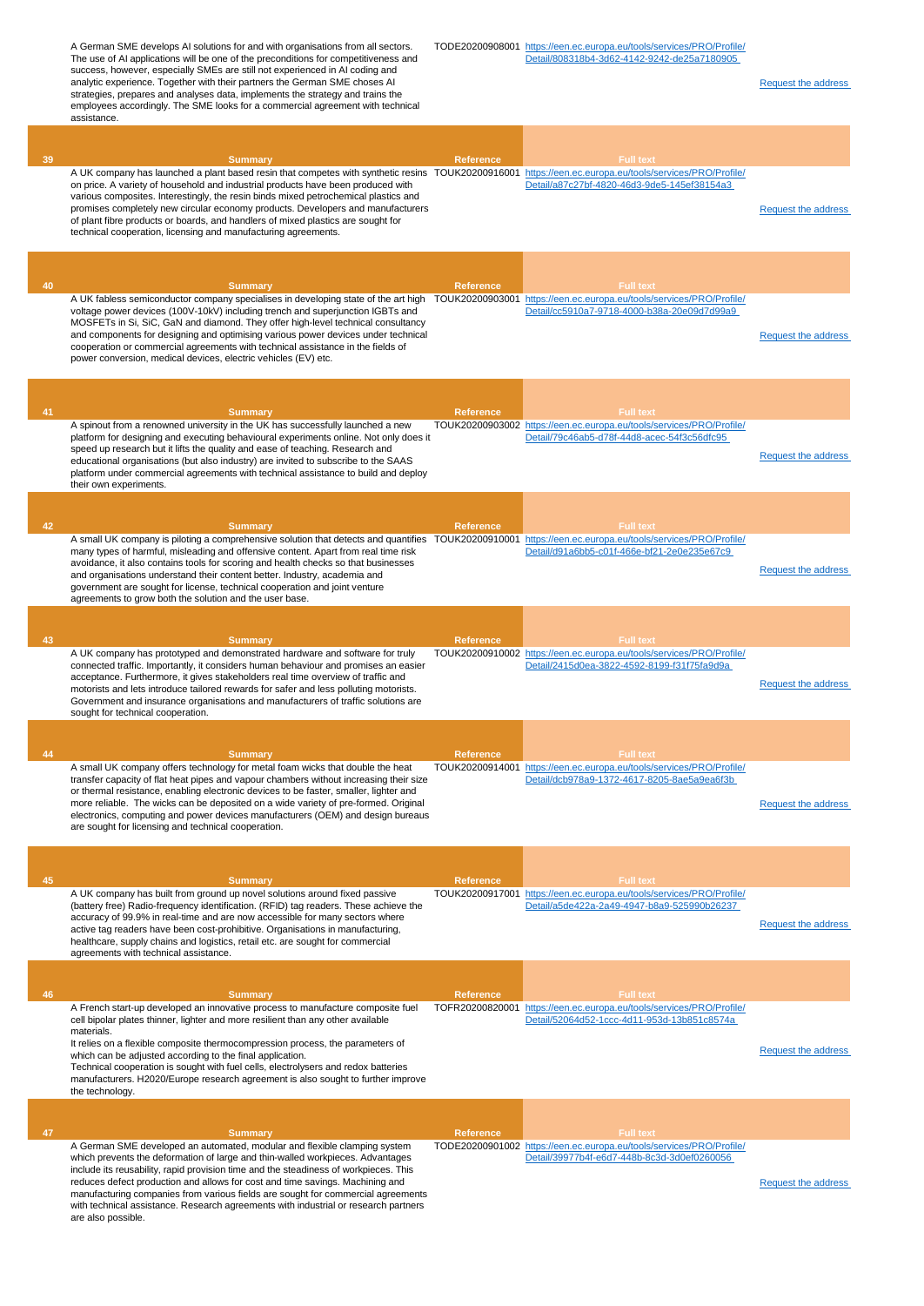| | Summary | Reference | Full text | |
|---|---|---|---|---|
| | A German SME develops AI solutions for and with organisations from all sectors. The use of AI applications will be one of the preconditions for competitiveness and success, however, especially SMEs are still not experienced in AI coding and analytic experience. Together with their partners the German SME choses AI strategies, prepares and analyses data, implements the strategy and trains the employees accordingly. The SME looks for a commercial agreement with technical assistance. | TODE20200908001 | https://een.ec.europa.eu/tools/services/PRO/Profile/Detail/808318b4-3d62-4142-9242-de25a7180905 | Request the address |

| 39 | Summary | Reference | Full text | |
|---|---|---|---|---|
| | A UK company has launched a plant based resin that competes with synthetic resins on price. A variety of household and industrial products have been produced with various composites. Interestingly, the resin binds mixed petrochemical plastics and promises completely new circular economy products. Developers and manufacturers of plant fibre products or boards, and handlers of mixed plastics are sought for technical cooperation, licensing and manufacturing agreements. | TOUK20200916001 | https://een.ec.europa.eu/tools/services/PRO/Profile/Detail/a87c27bf-4820-46d3-9de5-145ef38154a3 | Request the address |

| 40 | Summary | Reference | Full text | |
|---|---|---|---|---|
| | A UK fabless semiconductor company specialises in developing state of the art high voltage power devices (100V-10kV) including trench and superjunction IGBTs and MOSFETs in Si, SiC, GaN and diamond. They offer high-level technical consultancy and components for designing and optimising various power devices under technical cooperation or commercial agreements with technical assistance in the fields of power conversion, medical devices, electric vehicles (EV) etc. | TOUK20200903001 | https://een.ec.europa.eu/tools/services/PRO/Profile/Detail/cc5910a7-9718-4000-b38a-20e09d7d99a9 | Request the address |

| 41 | Summary | Reference | Full text | |
|---|---|---|---|---|
| | A spinout from a renowned university in the UK has successfully launched a new platform for designing and executing behavioural experiments online. Not only does it speed up research but it lifts the quality and ease of teaching. Research and educational organisations (but also industry) are invited to subscribe to the SAAS platform under commercial agreements with technical assistance to build and deploy their own experiments. | TOUK20200903002 | https://een.ec.europa.eu/tools/services/PRO/Profile/Detail/79c46ab5-d78f-44d8-acec-54f3c56dfc95 | Request the address |

| 42 | Summary | Reference | Full text | |
|---|---|---|---|---|
| | A small UK company is piloting a comprehensive solution that detects and quantifies many types of harmful, misleading and offensive content. Apart from real time risk avoidance, it also contains tools for scoring and health checks so that businesses and organisations understand their content better. Industry, academia and government are sought for license, technical cooperation and joint venture agreements to grow both the solution and the user base. | TOUK20200910001 | https://een.ec.europa.eu/tools/services/PRO/Profile/Detail/d91a6bb5-c01f-466e-bf21-2e0e235e67c9 | Request the address |

| 43 | Summary | Reference | Full text | |
|---|---|---|---|---|
| | A UK company has prototyped and demonstrated hardware and software for truly connected traffic. Importantly, it considers human behaviour and promises an easier acceptance. Furthermore, it gives stakeholders real time overview of traffic and motorists and lets introduce tailored rewards for safer and less polluting motorists. Government and insurance organisations and manufacturers of traffic solutions are sought for technical cooperation. | TOUK20200910002 | https://een.ec.europa.eu/tools/services/PRO/Profile/Detail/2415d0ea-3822-4592-8199-f31f75fa9d9a | Request the address |

| 44 | Summary | Reference | Full text | |
|---|---|---|---|---|
| | A small UK company offers technology for metal foam wicks that double the heat transfer capacity of flat heat pipes and vapour chambers without increasing their size or thermal resistance, enabling electronic devices to be faster, smaller, lighter and more reliable. The wicks can be deposited on a wide variety of pre-formed. Original electronics, computing and power devices manufacturers (OEM) and design bureaus are sought for licensing and technical cooperation. | TOUK20200914001 | https://een.ec.europa.eu/tools/services/PRO/Profile/Detail/dcb978a9-1372-4617-8205-8ae5a9ea6f3b | Request the address |

| 45 | Summary | Reference | Full text | |
|---|---|---|---|---|
| | A UK company has built from ground up novel solutions around fixed passive (battery free) Radio-frequency identification. (RFID) tag readers. These achieve the accuracy of 99.9% in real-time and are now accessible for many sectors where active tag readers have been cost-prohibitive. Organisations in manufacturing, healthcare, supply chains and logistics, retail etc. are sought for commercial agreements with technical assistance. | TOUK20200917001 | https://een.ec.europa.eu/tools/services/PRO/Profile/Detail/a5de422a-2a49-4947-b8a9-525990b26237 | Request the address |

| 46 | Summary | Reference | Full text | |
|---|---|---|---|---|
| | A French start-up developed an innovative process to manufacture composite fuel cell bipolar plates thinner, lighter and more resilient than any other available materials.<br>It relies on a flexible composite thermocompression process, the parameters of which can be adjusted according to the final application.<br>Technical cooperation is sought with fuel cells, electrolysers and redox batteries manufacturers. H2020/Europe research agreement is also sought to further improve the technology. | TOFR20200820001 | https://een.ec.europa.eu/tools/services/PRO/Profile/Detail/52064d52-1ccc-4d11-953d-13b851c8574a | Request the address |

| 47 | Summary | Reference | Full text | |
|---|---|---|---|---|
| | A German SME developed an automated, modular and flexible clamping system which prevents the deformation of large and thin-walled workpieces. Advantages include its reusability, rapid provision time and the steadiness of workpieces. This reduces defect production and allows for cost and time savings. Machining and manufacturing companies from various fields are sought for commercial agreements with technical assistance. Research agreements with industrial or research partners are also possible. | TODE20200901002 | https://een.ec.europa.eu/tools/services/PRO/Profile/Detail/39977b4f-e6d7-448b-8c3d-3d0ef0260056 | Request the address |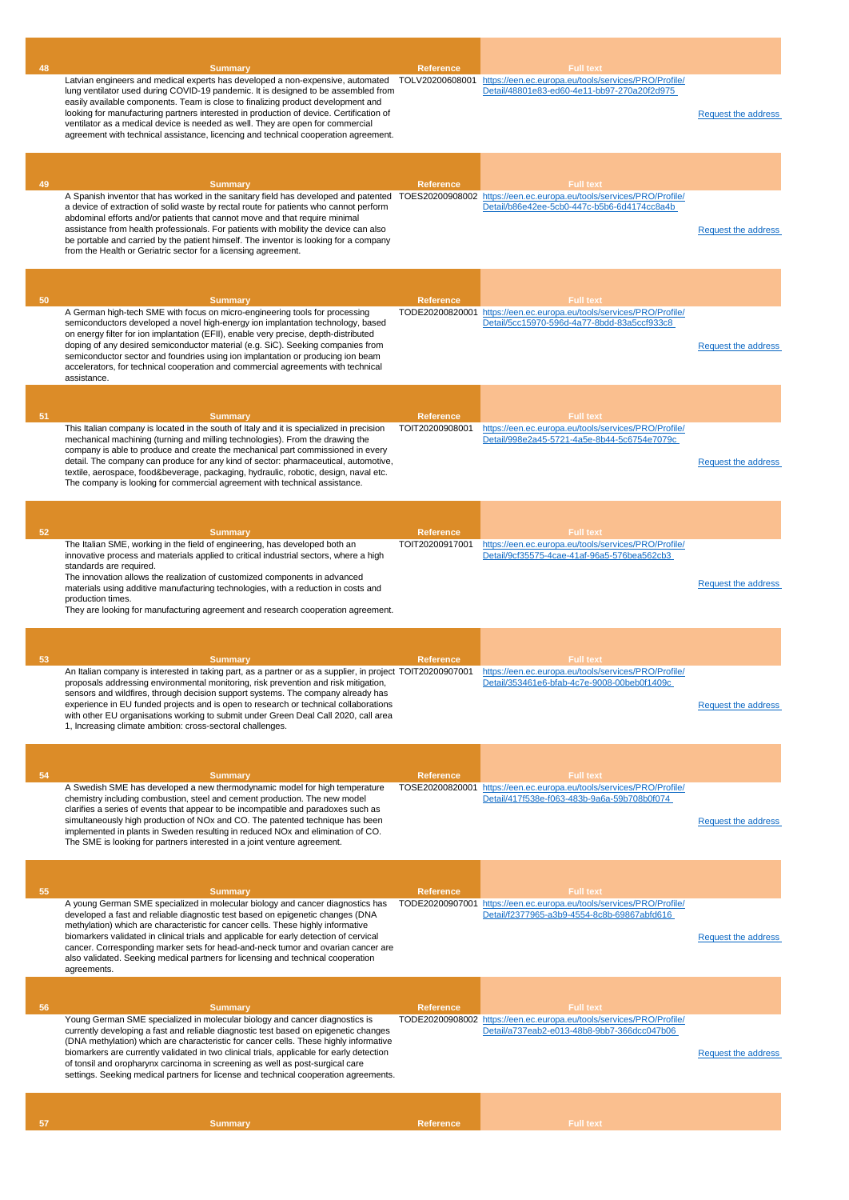| 48 | Summary | Reference | Full text | |
|---|---|---|---|---|
| | Latvian engineers and medical experts has developed a non-expensive, automated lung ventilator used during COVID-19 pandemic. It is designed to be assembled from easily available components. Team is close to finalizing product development and looking for manufacturing partners interested in production of device. Certification of ventilator as a medical device is needed as well. They are open for commercial agreement with technical assistance, licencing and technical cooperation agreement. | TOLV20200608001 | https://een.ec.europa.eu/tools/services/PRO/Profile/Detail/48801e83-ed60-4e11-bb97-270a20f2d975 | Request the address |

| 49 | Summary | Reference | Full text | |
|---|---|---|---|---|
| | A Spanish inventor that has worked in the sanitary field has developed and patented a device of extraction of solid waste by rectal route for patients who cannot perform abdominal efforts and/or patients that cannot move and that require minimal assistance from health professionals. For patients with mobility the device can also be portable and carried by the patient himself. The inventor is looking for a company from the Health or Geriatric sector for a licensing agreement. | TOES20200908002 | https://een.ec.europa.eu/tools/services/PRO/Profile/Detail/b86e42ee-5cb0-447c-b5b6-6d4174cc8a4b | Request the address |

| 50 | Summary | Reference | Full text | |
|---|---|---|---|---|
| | A German high-tech SME with focus on micro-engineering tools for processing semiconductors developed a novel high-energy ion implantation technology, based on energy filter for ion implantation (EFII), enable very precise, depth-distributed doping of any desired semiconductor material (e.g. SiC). Seeking companies from semiconductor sector and foundries using ion implantation or producing ion beam accelerators, for technical cooperation and commercial agreements with technical assistance. | TODE20200820001 | https://een.ec.europa.eu/tools/services/PRO/Profile/Detail/5cc15970-596d-4a77-8bdd-83a5ccf933c8 | Request the address |

| 51 | Summary | Reference | Full text | |
|---|---|---|---|---|
| | This Italian company is located in the south of Italy and it is specialized in precision mechanical machining (turning and milling technologies). From the drawing the company is able to produce and create the mechanical part commissioned in every detail. The company can produce for any kind of sector: pharmaceutical, automotive, textile, aerospace, food&beverage, packaging, hydraulic, robotic, design, naval etc. The company is looking for commercial agreement with technical assistance. | TOIT20200908001 | https://een.ec.europa.eu/tools/services/PRO/Profile/Detail/998e2a45-5721-4a5e-8b44-5c6754e7079c | Request the address |

| 52 | Summary | Reference | Full text | |
|---|---|---|---|---|
| | The Italian SME, working in the field of engineering, has developed both an innovative process and materials applied to critical industrial sectors, where a high standards are required. The innovation allows the realization of customized components in advanced materials using additive manufacturing technologies, with a reduction in costs and production times. They are looking for manufacturing agreement and research cooperation agreement. | TOIT20200917001 | https://een.ec.europa.eu/tools/services/PRO/Profile/Detail/9cf35575-4cae-41af-96a5-576bea562cb3 | Request the address |

| 53 | Summary | Reference | Full text | |
|---|---|---|---|---|
| | An Italian company is interested in taking part, as a partner or as a supplier, in project proposals addressing environmental monitoring, risk prevention and risk mitigation, sensors and wildfires, through decision support systems. The company already has experience in EU funded projects and is open to research or technical collaborations with other EU organisations working to submit under Green Deal Call 2020, call area 1, Increasing climate ambition: cross-sectoral challenges. | TOIT20200907001 | https://een.ec.europa.eu/tools/services/PRO/Profile/Detail/353461e6-bfab-4c7e-9008-00beb0f1409c | Request the address |

| 54 | Summary | Reference | Full text | |
|---|---|---|---|---|
| | A Swedish SME has developed a new thermodynamic model for high temperature chemistry including combustion, steel and cement production. The new model clarifies a series of events that appear to be incompatible and paradoxes such as simultaneously high production of NOx and CO. The patented technique has been implemented in plants in Sweden resulting in reduced NOx and elimination of CO. The SME is looking for partners interested in a joint venture agreement. | TOSE20200820001 | https://een.ec.europa.eu/tools/services/PRO/Profile/Detail/417f538e-f063-483b-9a6a-59b708b0f074 | Request the address |

| 55 | Summary | Reference | Full text | |
|---|---|---|---|---|
| | A young German SME specialized in molecular biology and cancer diagnostics has developed a fast and reliable diagnostic test based on epigenetic changes (DNA methylation) which are characteristic for cancer cells. These highly informative biomarkers validated in clinical trials and applicable for early detection of cervical cancer. Corresponding marker sets for head-and-neck tumor and ovarian cancer are also validated. Seeking medical partners for licensing and technical cooperation agreements. | TODE20200907001 | https://een.ec.europa.eu/tools/services/PRO/Profile/Detail/f2377965-a3b9-4554-8c8b-69867abfd616 | Request the address |

| 56 | Summary | Reference | Full text | |
|---|---|---|---|---|
| | Young German SME specialized in molecular biology and cancer diagnostics is currently developing a fast and reliable diagnostic test based on epigenetic changes (DNA methylation) which are characteristic for cancer cells. These highly informative biomarkers are currently validated in two clinical trials, applicable for early detection of tonsil and oropharynx carcinoma in screening as well as post-surgical care settings. Seeking medical partners for license and technical cooperation agreements. | TODE20200908002 | https://een.ec.europa.eu/tools/services/PRO/Profile/Detail/a737eab2-e013-48b8-9bb7-366dcc047b06 | Request the address |

| 57 | Summary | Reference | Full text |
|---|---|---|---|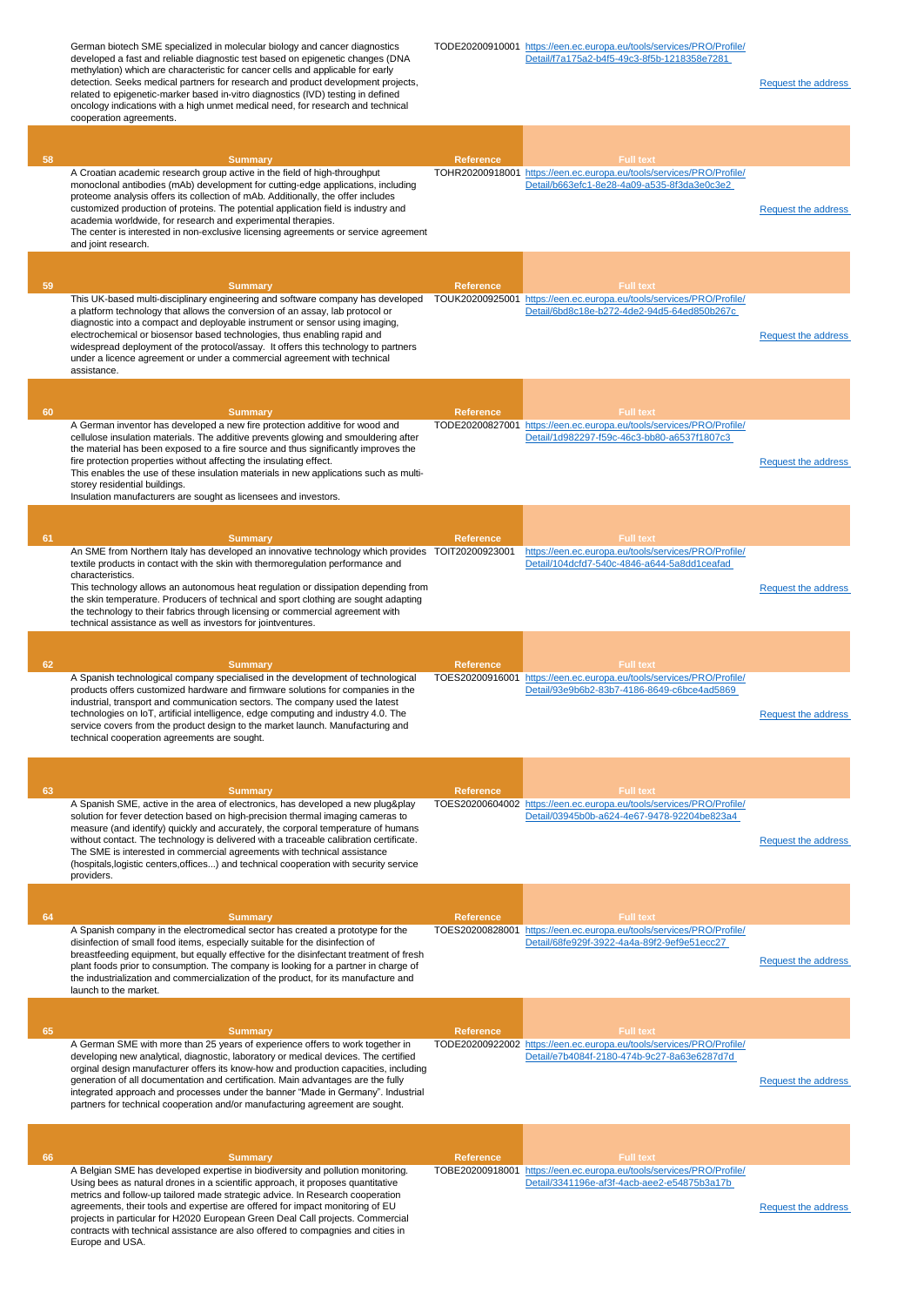| | Summary | Reference | Full text | |
|---|---|---|---|---|
| | German biotech SME specialized in molecular biology and cancer diagnostics developed a fast and reliable diagnostic test based on epigenetic changes (DNA methylation) which are characteristic for cancer cells and applicable for early detection. Seeks medical partners for research and product development projects, related to epigenetic-marker based in-vitro diagnostics (IVD) testing in defined oncology indications with a high unmet medical need, for research and technical cooperation agreements. | TODE20200910001 | https://een.ec.europa.eu/tools/services/PRO/Profile/Detail/f7a175a2-b4f5-49c3-8f5b-1218358e7281 | Request the address |
| 58 | A Croatian academic research group active in the field of high-throughput monoclonal antibodies (mAb) development for cutting-edge applications, including proteome analysis offers its collection of mAb. Additionally, the offer includes customized production of proteins. The potential application field is industry and academia worldwide, for research and experimental therapies.<br>The center is interested in non-exclusive licensing agreements or service agreement and joint research. | TOHR20200918001 | https://een.ec.europa.eu/tools/services/PRO/Profile/Detail/b663efc1-8e28-4a09-a535-8f3da3e0c3e2 | Request the address |
| 59 | This UK-based multi-disciplinary engineering and software company has developed a platform technology that allows the conversion of an assay, lab protocol or diagnostic into a compact and deployable instrument or sensor using imaging, electrochemical or biosensor based technologies, thus enabling rapid and widespread deployment of the protocol/assay. It offers this technology to partners under a licence agreement or under a commercial agreement with technical assistance. | TOUK20200925001 | https://een.ec.europa.eu/tools/services/PRO/Profile/Detail/6bd8c18e-b272-4de2-94d5-64ed850b267c | Request the address |
| 60 | A German inventor has developed a new fire protection additive for wood and cellulose insulation materials. The additive prevents glowing and smouldering after the material has been exposed to a fire source and thus significantly improves the fire protection properties without affecting the insulating effect.<br>This enables the use of these insulation materials in new applications such as multi-storey residential buildings.<br>Insulation manufacturers are sought as licensees and investors. | TODE20200827001 | https://een.ec.europa.eu/tools/services/PRO/Profile/Detail/1d982297-f59c-46c3-bb80-a6537f1807c3 | Request the address |
| 61 | An SME from Northern Italy has developed an innovative technology which provides textile products in contact with the skin with thermoregulation performance and characteristics.<br>This technology allows an autonomous heat regulation or dissipation depending from the skin temperature. Producers of technical and sport clothing are sought adapting the technology to their fabrics through licensing or commercial agreement with technical assistance as well as investors for jointventures. | TOIT20200923001 | https://een.ec.europa.eu/tools/services/PRO/Profile/Detail/104dcfd7-540c-4846-a644-5a8dd1ceafad | Request the address |
| 62 | A Spanish technological company specialised in the development of technological products offers customized hardware and firmware solutions for companies in the industrial, transport and communication sectors. The company used the latest technologies on IoT, artificial intelligence, edge computing and industry 4.0. The service covers from the product design to the market launch. Manufacturing and technical cooperation agreements are sought. | TOES20200916001 | https://een.ec.europa.eu/tools/services/PRO/Profile/Detail/93e9b6b2-83b7-4186-8649-c6bce4ad5869 | Request the address |
| 63 | A Spanish SME, active in the area of electronics, has developed a new plug&play solution for fever detection based on high-precision thermal imaging cameras to measure (and identify) quickly and accurately, the corporal temperature of humans without contact. The technology is delivered with a traceable calibration certificate. The SME is interested in commercial agreements with technical assistance (hospitals,logistic centers,offices...) and technical cooperation with security service providers. | TOES20200604002 | https://een.ec.europa.eu/tools/services/PRO/Profile/Detail/03945b0b-a624-4e67-9478-92204be823a4 | Request the address |
| 64 | A Spanish company in the electromedical sector has created a prototype for the disinfection of small food items, especially suitable for the disinfection of breastfeeding equipment, but equally effective for the disinfectant treatment of fresh plant foods prior to consumption. The company is looking for a partner in charge of the industrialization and commercialization of the product, for its manufacture and launch to the market. | TOES20200828001 | https://een.ec.europa.eu/tools/services/PRO/Profile/Detail/68fe929f-3922-4a4a-89f2-9ef9e51ecc27 | Request the address |
| 65 | A German SME with more than 25 years of experience offers to work together in developing new analytical, diagnostic, laboratory or medical devices. The certified orginal design manufacturer offers its know-how and production capacities, including generation of all documentation and certification. Main advantages are the fully integrated approach and processes under the banner "Made in Germany". Industrial partners for technical cooperation and/or manufacturing agreement are sought. | TODE20200922002 | https://een.ec.europa.eu/tools/services/PRO/Profile/Detail/e7b4084f-2180-474b-9c27-8a63e6287d7d | Request the address |
| 66 | A Belgian SME has developed expertise in biodiversity and pollution monitoring. Using bees as natural drones in a scientific approach, it proposes quantitative metrics and follow-up tailored made strategic advice. In Research cooperation agreements, their tools and expertise are offered for impact monitoring of EU projects in particular for H2020 European Green Deal Call projects. Commercial contracts with technical assistance are also offered to compagnies and cities in Europe and USA. | TOBE20200918001 | https://een.ec.europa.eu/tools/services/PRO/Profile/Detail/3341196e-af3f-4acb-aee2-e54875b3a17b | Request the address |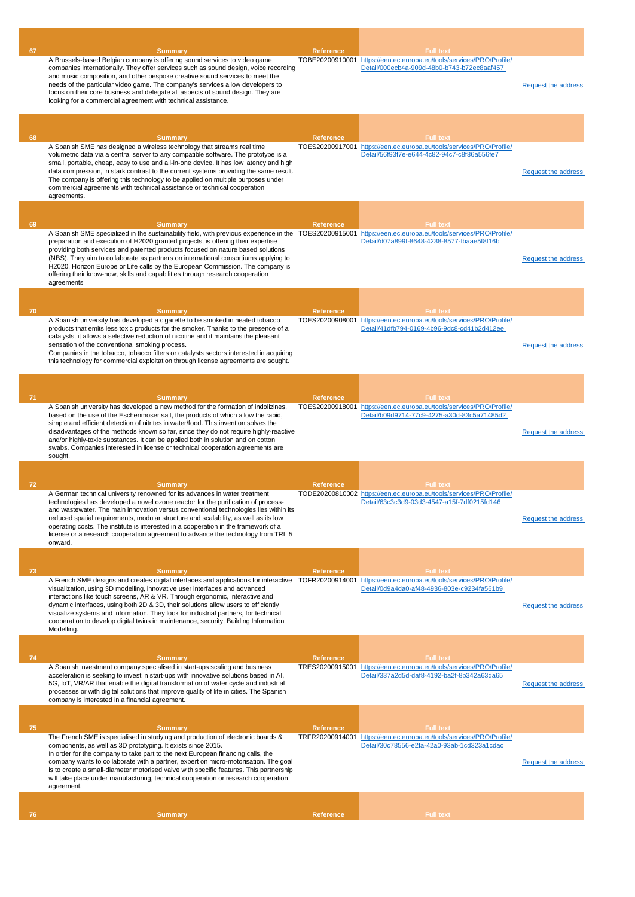| # | Summary | Reference | Full text | |
|---|---|---|---|---|
| 67 | A Brussels-based Belgian company is offering sound services to video game companies internationally. They offer services such as sound design, voice recording and music composition, and other bespoke creative sound services to meet the needs of the particular video game. The company's services allow developers to focus on their core business and delegate all aspects of sound design. They are looking for a commercial agreement with technical assistance. | TOBE20200910001 | https://een.ec.europa.eu/tools/services/PRO/Profile/Detail/000ecb4a-909d-48b0-b743-b72ec8aaf457 | Request the address |
| 68 | A Spanish SME has designed a wireless technology that streams real time volumetric data via a central server to any compatible software. The prototype is a small, portable, cheap, easy to use and all-in-one device. It has low latency and high data compression, in stark contrast to the current systems providing the same result. The company is offering this technology to be applied on multiple purposes under commercial agreements with technical assistance or technical cooperation agreements. | TOES20200917001 | https://een.ec.europa.eu/tools/services/PRO/Profile/Detail/56f93f7e-e644-4c82-94c7-c8f86a556fe7 | Request the address |
| 69 | A Spanish SME specialized in the sustainability field, with previous experience in the preparation and execution of H2020 granted projects, is offering their expertise providing both services and patented products focused on nature based solutions (NBS). They aim to collaborate as partners on international consortiums applying to H2020, Horizon Europe or Life calls by the European Commission. The company is offering their know-how, skills and capabilities through research cooperation agreements | TOES20200915001 | https://een.ec.europa.eu/tools/services/PRO/Profile/Detail/d07a899f-8648-4238-8577-fbaae5f8f16b | Request the address |
| 70 | A Spanish university has developed a cigarette to be smoked in heated tobacco products that emits less toxic products for the smoker. Thanks to the presence of a catalysts, it allows a selective reduction of nicotine and it maintains the pleasant sensation of the conventional smoking process.<br>Companies in the tobacco, tobacco filters or catalysts sectors interested in acquiring this technology for commercial exploitation through license agreements are sought. | TOES20200908001 | https://een.ec.europa.eu/tools/services/PRO/Profile/Detail/41dfb794-0169-4b96-9dc8-cd41b2d412ee | Request the address |
| 71 | A Spanish university has developed a new method for the formation of indolizines, based on the use of the Eschenmoser salt, the products of which allow the rapid, simple and efficient detection of nitrites in water/food. This invention solves the disadvantages of the methods known so far, since they do not require highly-reactive and/or highly-toxic substances. It can be applied both in solution and on cotton swabs. Companies interested in license or technical cooperation agreements are sought. | TOES20200918001 | https://een.ec.europa.eu/tools/services/PRO/Profile/Detail/b09d9714-77c9-4275-a30d-83c5a71485d2 | Request the address |
| 72 | A German technical university renowned for its advances in water treatment technologies has developed a novel ozone reactor for the purification of process- and wastewater. The main innovation versus conventional technologies lies within its reduced spatial requirements, modular structure and scalability, as well as its low operating costs. The institute is interested in a cooperation in the framework of a license or a research cooperation agreement to advance the technology from TRL 5 onward. | TODE20200810002 | https://een.ec.europa.eu/tools/services/PRO/Profile/Detail/63c3c3d9-03d3-4547-a15f-7df0215fd146 | Request the address |
| 73 | A French SME designs and creates digital interfaces and applications for interactive visualization, using 3D modelling, innovative user interfaces and advanced interactions like touch screens, AR & VR. Through ergonomic, interactive and dynamic interfaces, using both 2D & 3D, their solutions allow users to efficiently visualize systems and information. They look for industrial partners, for technical cooperation to develop digital twins in maintenance, security, Building Information Modelling. | TOFR20200914001 | https://een.ec.europa.eu/tools/services/PRO/Profile/Detail/0d9a4da0-af48-4936-803e-c9234fa561b9 | Request the address |
| 74 | A Spanish investment company specialised in start-ups scaling and business acceleration is seeking to invest in start-ups with innovative solutions based in AI, 5G, IoT, VR/AR that enable the digital transformation of water cycle and industrial processes or with digital solutions that improve quality of life in cities. The Spanish company is interested in a financial agreement. | TRES20200915001 | https://een.ec.europa.eu/tools/services/PRO/Profile/Detail/337a2d5d-daf8-4192-ba2f-8b342a63da65 | Request the address |
| 75 | The French SME is specialised in studying and production of electronic boards & components, as well as 3D prototyping. It exists since 2015.<br>In order for the company to take part to the next European financing calls, the company wants to collaborate with a partner, expert on micro-motorisation. The goal is to create a small-diameter motorised valve with specific features. This partnership will take place under manufacturing, technical cooperation or research cooperation agreement. | TRFR20200914001 | https://een.ec.europa.eu/tools/services/PRO/Profile/Detail/30c78556-e2fa-42a0-93ab-1cd323a1cdac | Request the address |
| 76 | Summary | Reference | Full text | |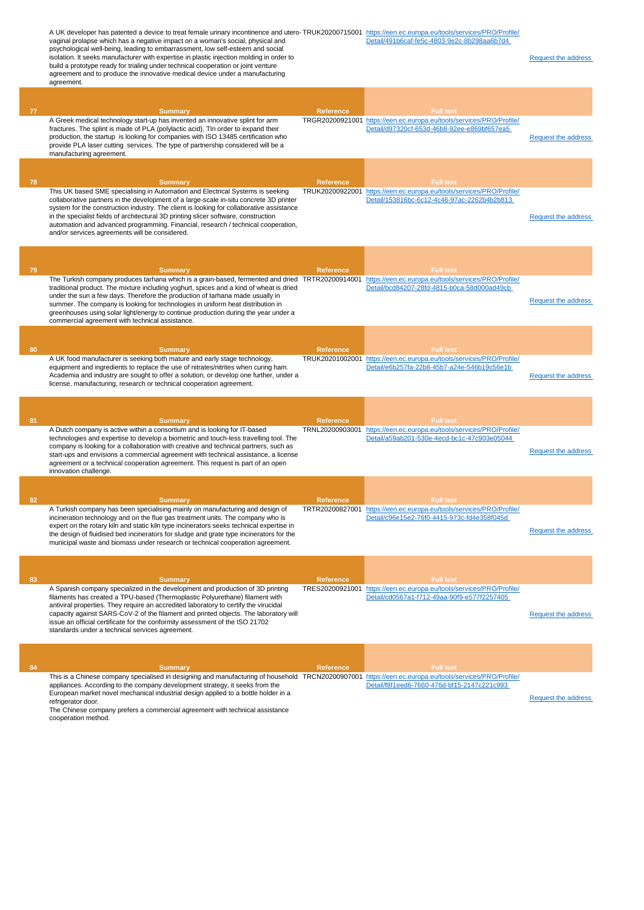| | Summary | Reference | Full text | |
|---|---|---|---|---|
| | A UK developer has patented a device to treat female urinary incontinence and utero-vaginal prolapse which has a negative impact on a woman's social, physical and psychological well-being, leading to embarrassment, low self-esteem and social isolation. It seeks manufacturer with expertise in plastic injection molding in order to build a prototype ready for trialing under technical cooperation or joint venture agreement and to produce the innovative medical device under a manufacturing agreement. | TRUK20200715001 | https://een.ec.europa.eu/tools/services/PRO/Profile/Detail/491b6caf-fe5c-4803-9e2c-8b298aa6b7d4 | Request the address |

| 77 | Summary | Reference | Full text | |
|---|---|---|---|---|
| | A Greek medical technology start-up has invented an innovative splint for arm fractures. The splint is made of PLA (polylactic acid). TIn order to expand their production, the startup is looking for companies with ISO 13485 certification who provide PLA laser cutting services. The type of partnership considered will be a manufacturing agreement. | TRGR20200921001 | https://een.ec.europa.eu/tools/services/PRO/Profile/Detail/d97320cf-653d-46b8-92ee-e869bf657ea5 | Request the address |

| 78 | Summary | Reference | Full text | |
|---|---|---|---|---|
| | This UK based SME specialising in Automation and Electrical Systems is seeking collaborative partners in the development of a large-scale in-situ concrete 3D printer system for the construction industry. The client is looking for collaborative assistance in the specialist fields of architectural 3D printing slicer software, construction automation and advanced programming. Financial, research / technical cooperation, and/or services agreements will be considered. | TRUK20200922001 | https://een.ec.europa.eu/tools/services/PRO/Profile/Detail/153816bc-6c12-4c46-97ac-2262b4b2b813 | Request the address |

| 79 | Summary | Reference | Full text | |
|---|---|---|---|---|
| | The Turkish company produces tarhana which is a grain-based, fermented and dried traditional product. The mixture including yoghurt, spices and a kind of wheat is dried under the sun a few days. Therefore the production of tarhana made usually in summer. The company is looking for technologies in uniform heat distribution in greenhouses using solar light/energy to continue production during the year under a commercial agreement with technical assistance. | TRTR20200914001 | https://een.ec.europa.eu/tools/services/PRO/Profile/Detail/bcd84207-28fd-4815-b0ca-58d000ad49cb | Request the address |

| 80 | Summary | Reference | Full text | |
|---|---|---|---|---|
| | A UK food manufacturer is seeking both mature and early stage technology, equipment and ingredients to replace the use of nitrates/nitrites when curing ham. Academia and industry are sought to offer a solution, or develop one further, under a license, manufacturing, research or technical cooperation agreement. | TRUK20201002001 | https://een.ec.europa.eu/tools/services/PRO/Profile/Detail/e6b257fa-22b8-45b7-a24e-546b19c56e1b | Request the address |

| 81 | Summary | Reference | Full text | |
|---|---|---|---|---|
| | A Dutch company is active within a consortium and is looking for IT-based technologies and expertise to develop a biometric and touch-less travelling tool. The company is looking for a collaboration with creative and technical partners, such as start-ups and envisions a commercial agreement with technical assistance, a license agreement or a technical cooperation agreement. This request is part of an open innovation challenge. | TRNL20200903001 | https://een.ec.europa.eu/tools/services/PRO/Profile/Detail/a59ab201-530e-4ecd-bc1c-47c903e05044 | Request the address |

| 82 | Summary | Reference | Full text | |
|---|---|---|---|---|
| | A Turkish company has been specialising mainly on manufacturing and design of incineration technology and on the flue gas treatment units. The company who is expert on the rotary kiln and static kiln type incinerators seeks technical expertise in the design of fluidised bed incinerators for sludge and grate type incinerators for the municipal waste and biomass under research or technical cooperation agreement. | TRTR20200827001 | https://een.ec.europa.eu/tools/services/PRO/Profile/Detail/c96e15e2-76f0-4415-973c-fd4e358f045d | Request the address |

| 83 | Summary | Reference | Full text | |
|---|---|---|---|---|
| | A Spanish company specialized in the development and production of 3D printing filaments has created a TPU-based (Thermoplastic Polyurethane) filament with antiviral properties. They require an accredited laboratory to certify the virucidal capacity against SARS-CoV-2 of the filament and printed objects. The laboratory will issue an official certificate for the conformity assessment of the ISO 21702 standards under a technical services agreement. | TRES20200921001 | https://een.ec.europa.eu/tools/services/PRO/Profile/Detail/cd0567a1-f712-49aa-90f9-e577f2257405 | Request the address |

| 84 | Summary | Reference | Full text | |
|---|---|---|---|---|
| | This is a Chinese company specialised in designing and manufacturing of household appliances. According to the company development strategy, it seeks from the European market novel mechanical industrial design applied to a bottle holder in a refrigerator door. The Chinese company prefers a commercial agreement with technical assistance cooperation method. | TRCN20200907001 | https://een.ec.europa.eu/tools/services/PRO/Profile/Detail/f8f1eed6-7660-476d-bf15-2147c221c993 | Request the address |